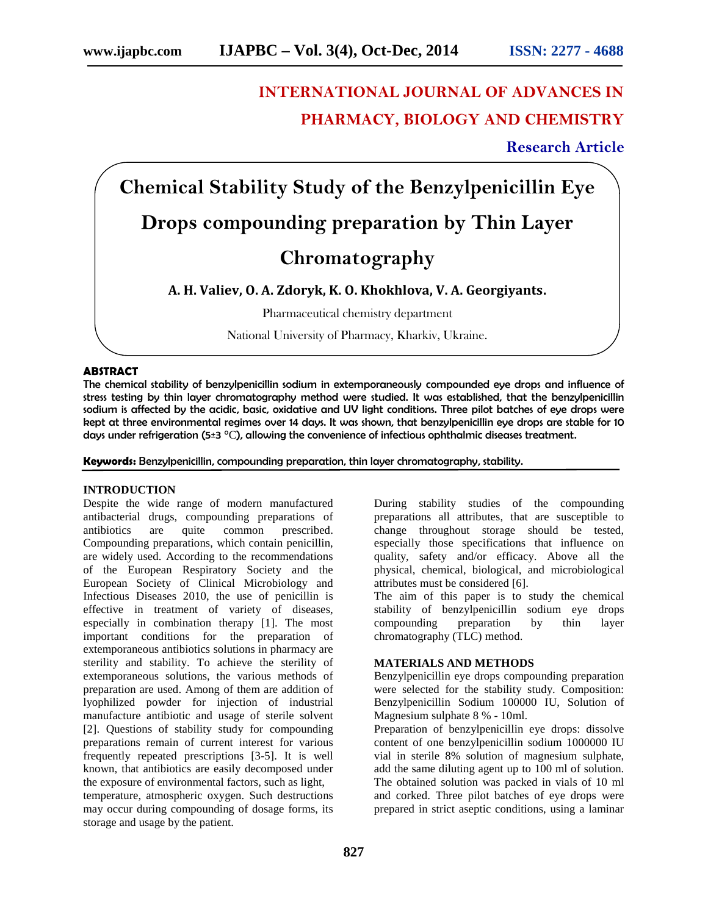# INTERNATIONAL JOURNAL OF ADVANCES IN PHARMACY, BIOLOGY AND CHEMISTRY

**Research Article**

# Chemical Stability Study of the Benzylpenicillin Eye Drops compounding preparation by Thin Layer Chromatography

**A. H. Valiev, O. A. Zdoryk, K. O. Khokhlova, V. A. Georgiyants.**

Pharmaceutical chemistry department

National University of Pharmacy, Kharkiv, Ukraine.

## ABSTRACT

**The chemical stability of benzylpenicillin sodium in extemporaneously compounded eye drops and influence of stress testing by thin layer chromatography method were studied. It was established, that the benzylpenicillin sodium is affected by the acidic, basic, oxidative and UV light conditions. Three pilot batches of eye drops were kept at three environmental regimes over 14 days. It was shown, that benzylpenicillin eye drops are stable for 10 days under refrigeration (5±3 °C), allowing the convenience of infectious ophthalmic diseases treatment.**

**Keywords:** Benzylpenicillin, compounding preparation, thin layer chromatography, stability.

## INTRODUCTION

Despite the wide range of modern manufactured antibacterial drugs, compounding preparations of antibiotics are quite common prescribed. Compounding preparations, which contain penicillin, are widely used. According to the recommendations of the European Respiratory Society and the European Society of Clinical Microbiology and Infectious Diseases 2010, the use of penicillin is effective in treatment of variety of diseases, especially in combination therapy [1]. The most important conditions for the preparation of extemporaneous antibiotics solutions in pharmacy are sterility and stability. To achieve the sterility of extemporaneous solutions, the various methods of preparation are used. Among of them are addition of lyophilized powder for injection of industrial manufacture antibiotic and usage of sterile solvent [2]. Questions of stability study for compounding preparations remain of current interest for various frequently repeated prescriptions [3-5]. It is well known, that antibiotics are easily decomposed under the exposure of environmental factors, such as light, temperature, atmospheric oxygen. Such destructions may occur during compounding of dosage forms, its storage and usage by the patient.

During stability studies of the compounding preparations all attributes, that are susceptible to change throughout storage should be tested, especially those specifications that influence on quality, safety and/or efficacy. Above all the physical, chemical, biological, and microbiological attributes must be considered [6].

The aim of this paper is to study the chemical stability of benzylpenicillin sodium eye drops compounding preparation by thin layer chromatography (TLC) method.

## MATERIALS AND METHODS

Benzylpenicillin eye drops compounding preparation were selected for the stability study. Composition: Benzylpenicillin Sodium 100000 IU, Solution of Magnesium sulphate 8 % - 10ml.

Preparation of benzylpenicillin eye drops: dissolve content of one benzylpenicillin sodium 1000000 IU vial in sterile 8% solution of magnesium sulphate, add the same diluting agent up to 100 ml of solution. The obtained solution was packed in vials of 10 ml and corked. Three pilot batches of eye drops were prepared in strict aseptic conditions, using a laminar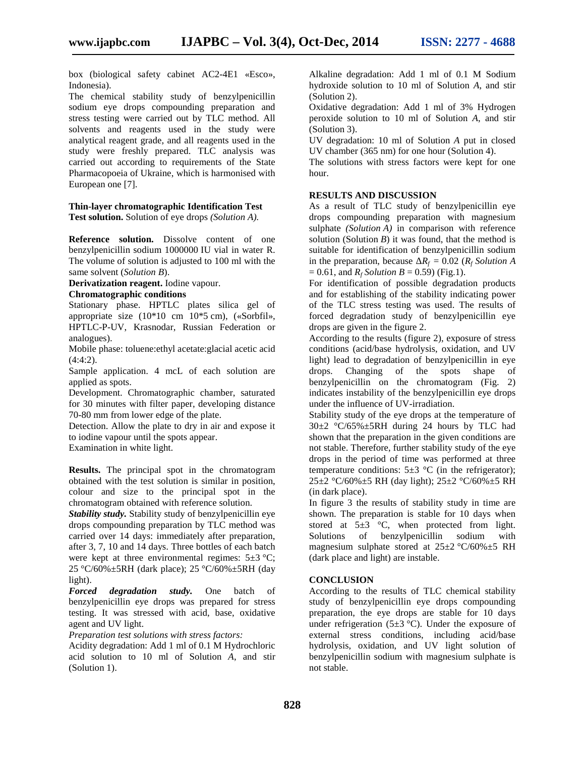box (biological safety cabinet AC2-4E1 «Esco», Indonesia).

The chemical stability study of benzylpenicillin sodium eye drops compounding preparation and stress testing were carried out by TLC method. All solvents and reagents used in the study were analytical reagent grade, and all reagents used in the study were freshly prepared. TLC analysis was carried out according to requirements of the State Pharmacopoeia of Ukraine, which is harmonised with European one [7].

**Thin-layer chromatographic Identification Test**

**Test solution.** Solution of eye drops *(Solution A).*

**Reference solution.** Dissolve content of one benzylpenicillin sodium 1000000 IU vial in water R. The volume of solution is adjusted to 100 ml with the same solvent (*Solution B*).

**Derivatization reagent.** Iodine vapour.

**Chromatographic conditions**

Stationary phase. HPTLC plates silica gel of appropriate size (10*10 cm 10*5 cm), («Sorbfil», HPTLC-P-UV, Krasnodar, Russian Federation or analogues).

Mobile phase: toluene:ethyl acetate:glacial acetic acid (4:4:2).

Sample application. 4 mcL of each solution are applied as spots.

Development. Chromatographic chamber, saturated for 30 minutes with filter paper, developing distance 70-80 mm from lower edge of the plate.

Detection. Allow the plate to dry in air and expose it to iodine vapour until the spots appear.

Examination in white light.

**Results.** The principal spot in the chromatogram obtained with the test solution is similar in position, colour and size to the principal spot in the chromatogram obtained with reference solution.

***Stability study.*** Stability study of benzylpenicillin eye drops compounding preparation by TLC method was carried over 14 days: immediately after preparation, after 3, 7, 10 and 14 days. Three bottles of each batch were kept at three environmental regimes: 5±3 °C; 25 °C/60%±5RH (dark place); 25 °C/60%±5RH (day light).

***Forced degradation study.*** One batch of benzylpenicillin eye drops was prepared for stress testing. It was stressed with acid, base, oxidative agent and UV light.

*Preparation test solutions with stress factors:*

Acidity degradation: Add 1 ml of 0.1 M Hydrochloric acid solution to 10 ml of Solution *A*, and stir (Solution 1).

Alkaline degradation: Add 1 ml of 0.1 M Sodium hydroxide solution to 10 ml of Solution *A*, and stir (Solution 2).

Oxidative degradation: Add 1 ml of 3% Hydrogen peroxide solution to 10 ml of Solution *A*, and stir (Solution 3).

UV degradation: 10 ml of Solution *A* put in closed UV chamber (365 nm) for one hour (Solution 4).

The solutions with stress factors were kept for one hour.

## RESULTS AND DISCUSSION

As a result of TLC study of benzylpenicillin eye drops compounding preparation with magnesium sulphate *(Solution A)* in comparison with reference solution (Solution *B*) it was found, that the method is suitable for identification of benzylpenicillin sodium in the preparation, because $\Delta R_f$ = 0.02 ($R_f$ *Solution A* = 0.61, and $R_f$ *Solution B* = 0.59) (Fig.1).

For identification of possible degradation products and for establishing of the stability indicating power of the TLC stress testing was used. The results of forced degradation study of benzylpenicillin eye drops are given in the figure 2.

According to the results (figure 2), exposure of stress conditions (acid/base hydrolysis, oxidation, and UV light) lead to degradation of benzylpenicillin in eye drops. Changing of the spots shape of benzylpenicillin on the chromatogram (Fig. 2) indicates instability of the benzylpenicillin eye drops under the influence of UV-irradiation.

Stability study of the eye drops at the temperature of 30±2 °C/65%±5RH during 24 hours by TLC had shown that the preparation in the given conditions are not stable. Therefore, further stability study of the eye drops in the period of time was performed at three temperature conditions: 5±3 °C (in the refrigerator); 25±2 °C/60%±5 RH (day light); 25±2 °C/60%±5 RH (in dark place).

In figure 3 the results of stability study in time are shown. The preparation is stable for 10 days when stored at 5±3 °C, when protected from light. Solutions of benzylpenicillin sodium with magnesium sulphate stored at 25±2 °C/60%±5 RH (dark place and light) are instable.

## CONCLUSION

According to the results of TLC chemical stability study of benzylpenicillin eye drops compounding preparation, the eye drops are stable for 10 days under refrigeration (5±3 °C). Under the exposure of external stress conditions, including acid/base hydrolysis, oxidation, and UV light solution of benzylpenicillin sodium with magnesium sulphate is not stable.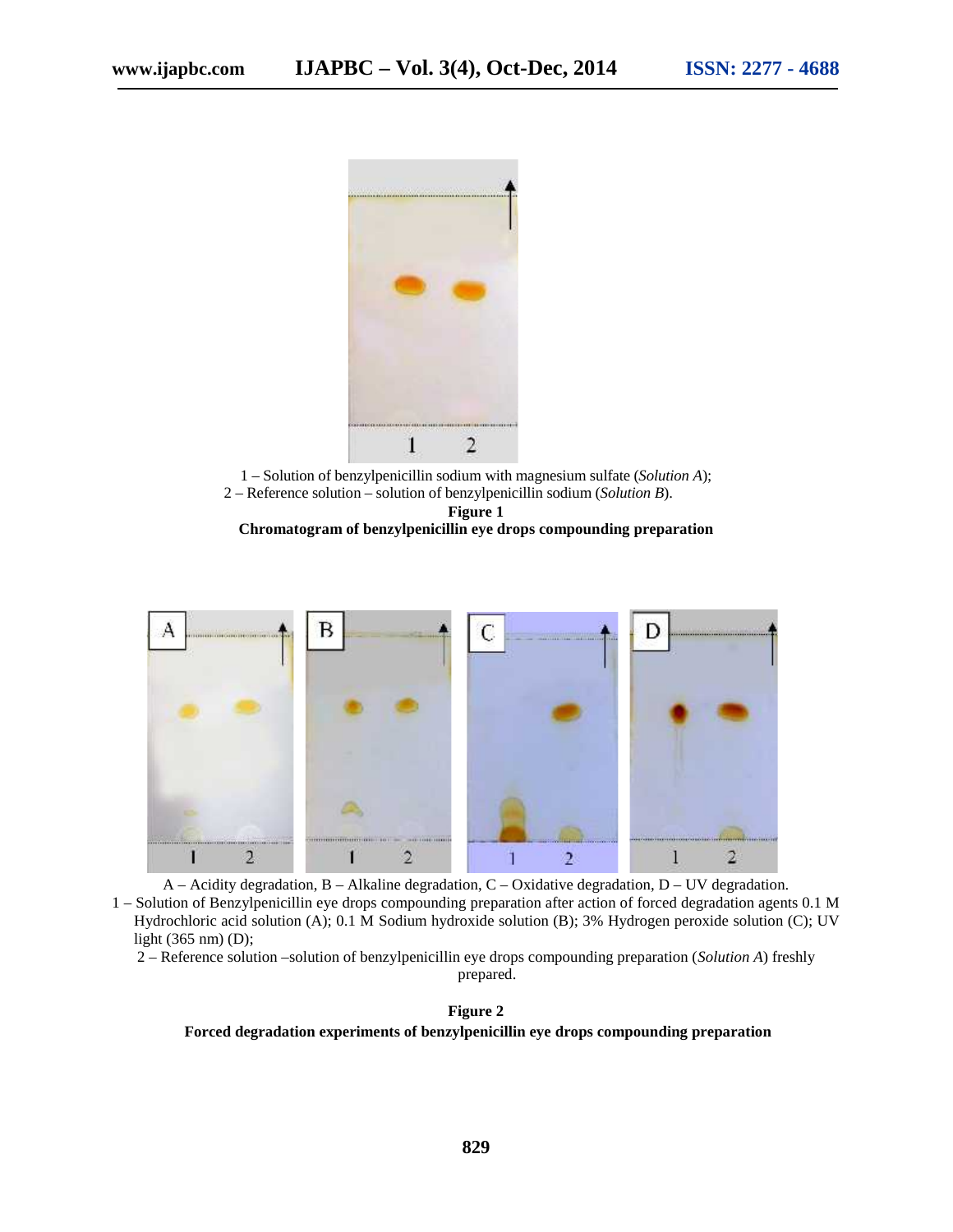1 – Solution of benzylpenicillin sodium with magnesium sulfate (*Solution A*);
2 – Reference solution – solution of benzylpenicillin sodium (*Solution B*).

**Figure 1**
**Chromatogram of benzylpenicillin eye drops compounding preparation**

A – Acidity degradation, B – Alkaline degradation, C – Oxidative degradation, D – UV degradation.
1 – Solution of Benzylpenicillin eye drops compounding preparation after action of forced degradation agents 0.1 M Hydrochloric acid solution (A); 0.1 M Sodium hydroxide solution (B); 3% Hydrogen peroxide solution (C); UV light (365 nm) (D);
2 – Reference solution –solution of benzylpenicillin eye drops compounding preparation (*Solution A*) freshly prepared.

**Figure 2**
**Forced degradation experiments of benzylpenicillin eye drops compounding preparation**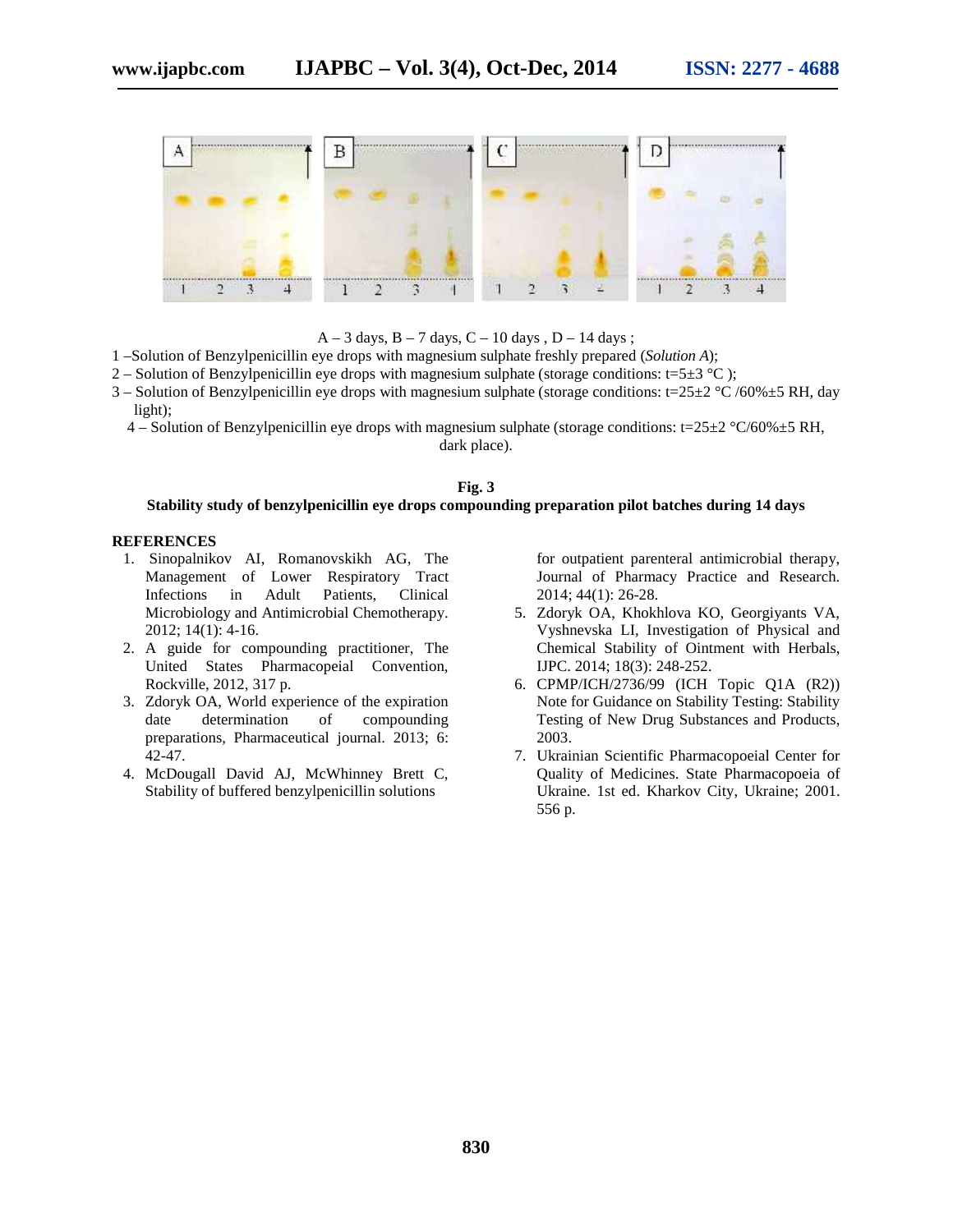A – 3 days, B – 7 days, C – 10 days , D – 14 days ;

1 –Solution of Benzylpenicillin eye drops with magnesium sulphate freshly prepared (*Solution A*);

2 – Solution of Benzylpenicillin eye drops with magnesium sulphate (storage conditions: t=5±3 °C );

3 – Solution of Benzylpenicillin eye drops with magnesium sulphate (storage conditions: t=25±2 °C /60%±5 RH, day light);

4 – Solution of Benzylpenicillin eye drops with magnesium sulphate (storage conditions: t=25±2 °C/60%±5 RH, dark place).

**Fig. 3**

**Stability study of benzylpenicillin eye drops compounding preparation pilot batches during 14 days**

## REFERENCES

1. Sinopalnikov AI, Romanovskikh AG, The Management of Lower Respiratory Tract Infections in Adult Patients, Clinical Microbiology and Antimicrobial Chemotherapy. 2012; 14(1): 4-16.
2. A guide for compounding practitioner, The United States Pharmacopeial Convention, Rockville, 2012, 317 p.
3. Zdoryk OA, World experience of the expiration date determination of compounding preparations, Pharmaceutical journal. 2013; 6: 42-47.
4. McDougall David AJ, McWhinney Brett C, Stability of buffered benzylpenicillin solutions for outpatient parenteral antimicrobial therapy, Journal of Pharmacy Practice and Research. 2014; 44(1): 26-28.
5. Zdoryk OA, Khokhlova KO, Georgiyants VA, Vyshnevska LI, Investigation of Physical and Chemical Stability of Ointment with Herbals, IJPC. 2014; 18(3): 248-252.
6. CPMP/ICH/2736/99 (ICH Topic Q1A (R2)) Note for Guidance on Stability Testing: Stability Testing of New Drug Substances and Products, 2003.
7. Ukrainian Scientific Pharmacopoeial Center for Quality of Medicines. State Pharmacopoeia of Ukraine. 1st ed. Kharkov City, Ukraine; 2001. 556 p.